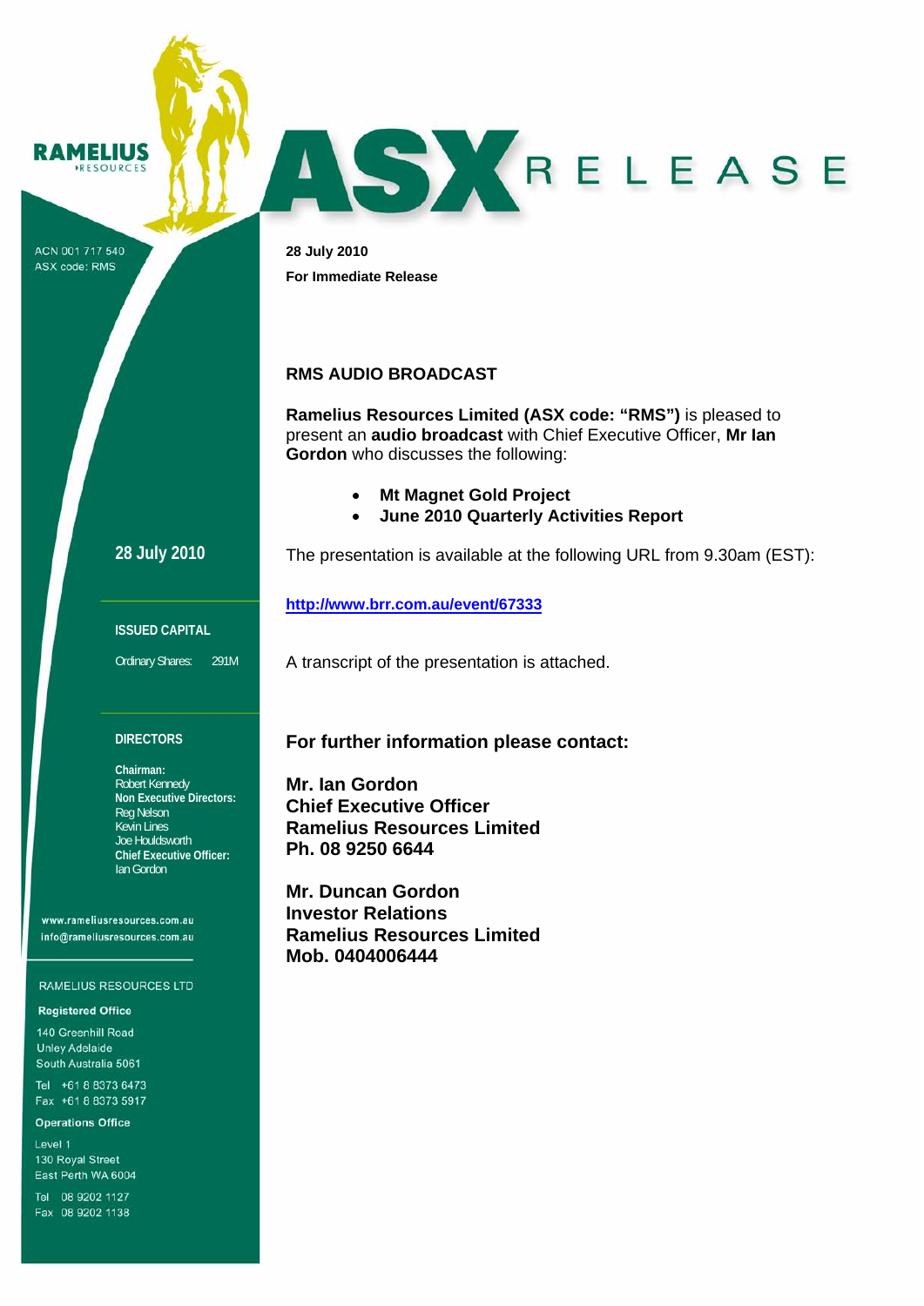RAMELIUS RESOURCES

# ASX RELEASE

ACN 001 717 540
ASX code: RMS

28 July 2010

For Immediate Release

## RMS AUDIO BROADCAST

**Ramelius Resources Limited (ASX code: "RMS")** is pleased to present an **audio broadcast** with Chief Executive Officer, **Mr Ian Gordon** who discusses the following:

- **Mt Magnet Gold Project**
- **June 2010 Quarterly Activities Report**

The presentation is available at the following URL from 9.30am (EST):

**http://www.brr.com.au/event/67333**

A transcript of the presentation is attached.

### For further information please contact:

**Mr. Ian Gordon**
**Chief Executive Officer**
**Ramelius Resources Limited**
**Ph. 08 9250 6644**

**Mr. Duncan Gordon**
**Investor Relations**
**Ramelius Resources Limited**
**Mob. 0404006444**

---

**28 July 2010**

**ISSUED CAPITAL**

Ordinary Shares: 291M

**DIRECTORS**

**Chairman:**
Robert Kennedy
**Non Executive Directors:**
Reg Nelson
Kevin Lines
Joe Houldsworth
**Chief Executive Officer:**
Ian Gordon

www.rameliusresources.com.au
info@rameliusresources.com.au

RAMELIUS RESOURCES LTD

**Registered Office**

140 Greenhill Road
Unley Adelaide
South Australia 5061

Tel +61 8 8373 6473
Fax +61 8 8373 5917

**Operations Office**

Level 1
130 Royal Street
East Perth WA 6004

Tel 08 9202 1127
Fax 08 9202 1138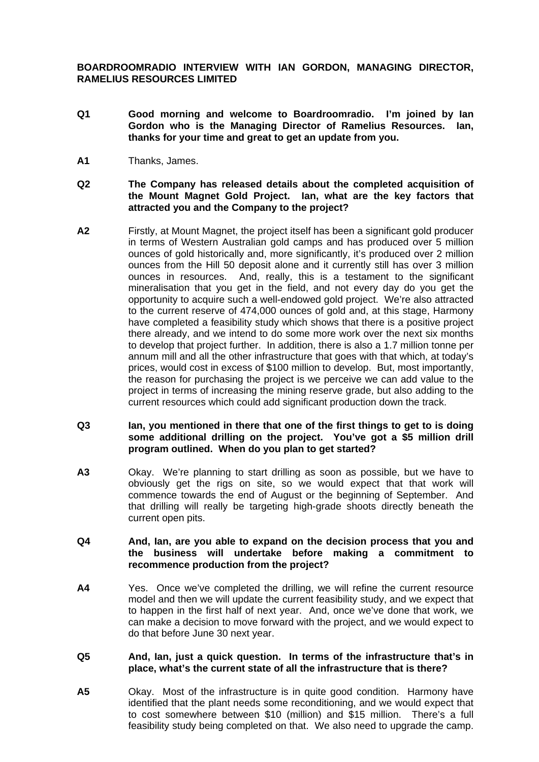**BOARDROOMRADIO INTERVIEW WITH IAN GORDON, MANAGING DIRECTOR, RAMELIUS RESOURCES LIMITED**

**Q1** **Good morning and welcome to Boardroomradio. I'm joined by Ian Gordon who is the Managing Director of Ramelius Resources. Ian, thanks for your time and great to get an update from you.**

**A1** Thanks, James.

**Q2** **The Company has released details about the completed acquisition of the Mount Magnet Gold Project. Ian, what are the key factors that attracted you and the Company to the project?**

**A2** Firstly, at Mount Magnet, the project itself has been a significant gold producer in terms of Western Australian gold camps and has produced over 5 million ounces of gold historically and, more significantly, it's produced over 2 million ounces from the Hill 50 deposit alone and it currently still has over 3 million ounces in resources. And, really, this is a testament to the significant mineralisation that you get in the field, and not every day do you get the opportunity to acquire such a well-endowed gold project. We're also attracted to the current reserve of 474,000 ounces of gold and, at this stage, Harmony have completed a feasibility study which shows that there is a positive project there already, and we intend to do some more work over the next six months to develop that project further. In addition, there is also a 1.7 million tonne per annum mill and all the other infrastructure that goes with that which, at today's prices, would cost in excess of $100 million to develop. But, most importantly, the reason for purchasing the project is we perceive we can add value to the project in terms of increasing the mining reserve grade, but also adding to the current resources which could add significant production down the track.

**Q3** **Ian, you mentioned in there that one of the first things to get to is doing some additional drilling on the project. You've got a $5 million drill program outlined. When do you plan to get started?**

**A3** Okay. We're planning to start drilling as soon as possible, but we have to obviously get the rigs on site, so we would expect that that work will commence towards the end of August or the beginning of September. And that drilling will really be targeting high-grade shoots directly beneath the current open pits.

**Q4** **And, Ian, are you able to expand on the decision process that you and the business will undertake before making a commitment to recommence production from the project?**

**A4** Yes. Once we've completed the drilling, we will refine the current resource model and then we will update the current feasibility study, and we expect that to happen in the first half of next year. And, once we've done that work, we can make a decision to move forward with the project, and we would expect to do that before June 30 next year.

**Q5** **And, Ian, just a quick question. In terms of the infrastructure that's in place, what's the current state of all the infrastructure that is there?**

**A5** Okay. Most of the infrastructure is in quite good condition. Harmony have identified that the plant needs some reconditioning, and we would expect that to cost somewhere between $10 (million) and $15 million. There's a full feasibility study being completed on that. We also need to upgrade the camp.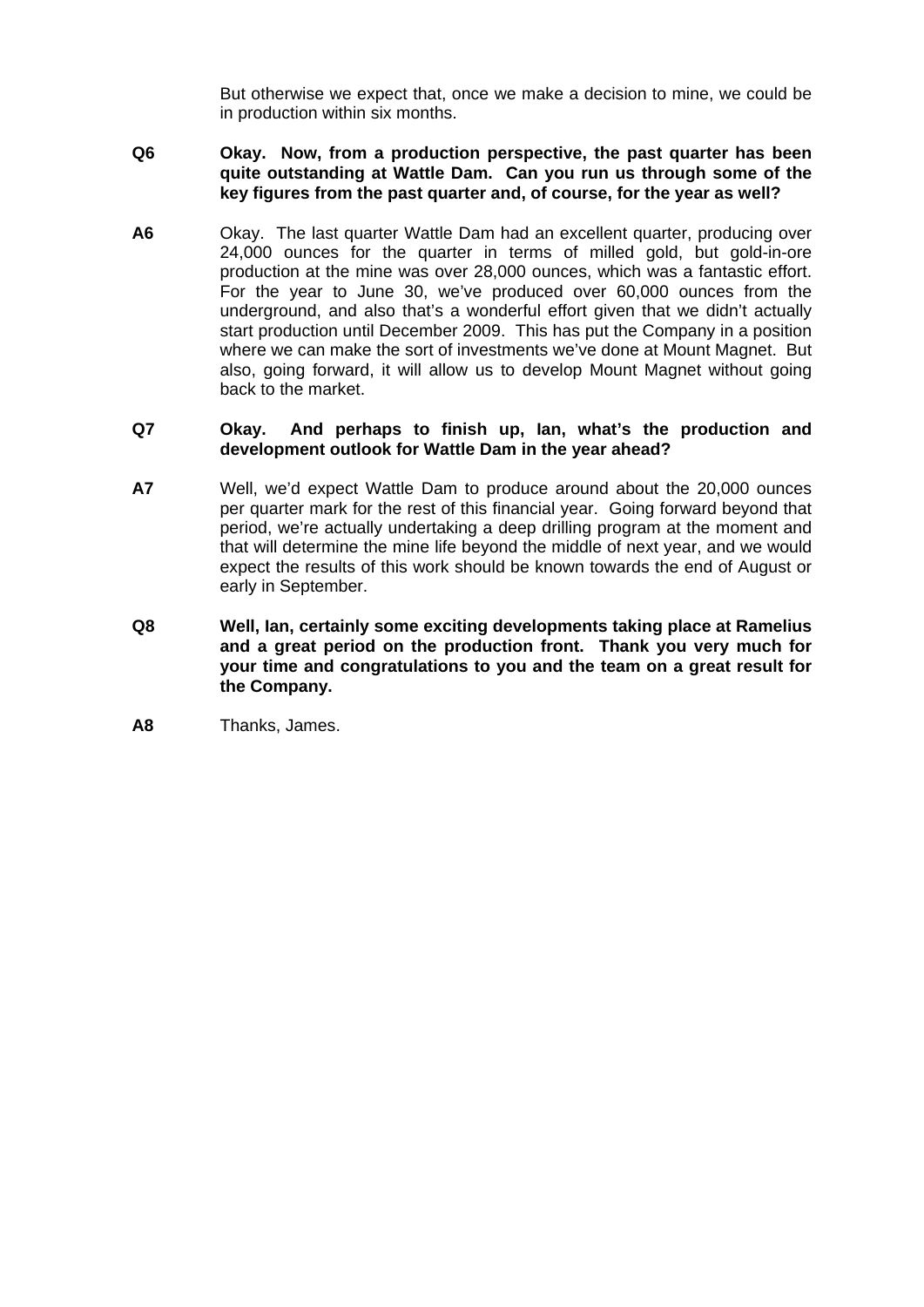But otherwise we expect that, once we make a decision to mine, we could be in production within six months.

**Q6** **Okay. Now, from a production perspective, the past quarter has been quite outstanding at Wattle Dam. Can you run us through some of the key figures from the past quarter and, of course, for the year as well?**

**A6** Okay. The last quarter Wattle Dam had an excellent quarter, producing over 24,000 ounces for the quarter in terms of milled gold, but gold-in-ore production at the mine was over 28,000 ounces, which was a fantastic effort. For the year to June 30, we've produced over 60,000 ounces from the underground, and also that's a wonderful effort given that we didn't actually start production until December 2009. This has put the Company in a position where we can make the sort of investments we've done at Mount Magnet. But also, going forward, it will allow us to develop Mount Magnet without going back to the market.

**Q7** **Okay. And perhaps to finish up, Ian, what's the production and development outlook for Wattle Dam in the year ahead?**

**A7** Well, we'd expect Wattle Dam to produce around about the 20,000 ounces per quarter mark for the rest of this financial year. Going forward beyond that period, we're actually undertaking a deep drilling program at the moment and that will determine the mine life beyond the middle of next year, and we would expect the results of this work should be known towards the end of August or early in September.

**Q8** **Well, Ian, certainly some exciting developments taking place at Ramelius and a great period on the production front. Thank you very much for your time and congratulations to you and the team on a great result for the Company.**

**A8** Thanks, James.